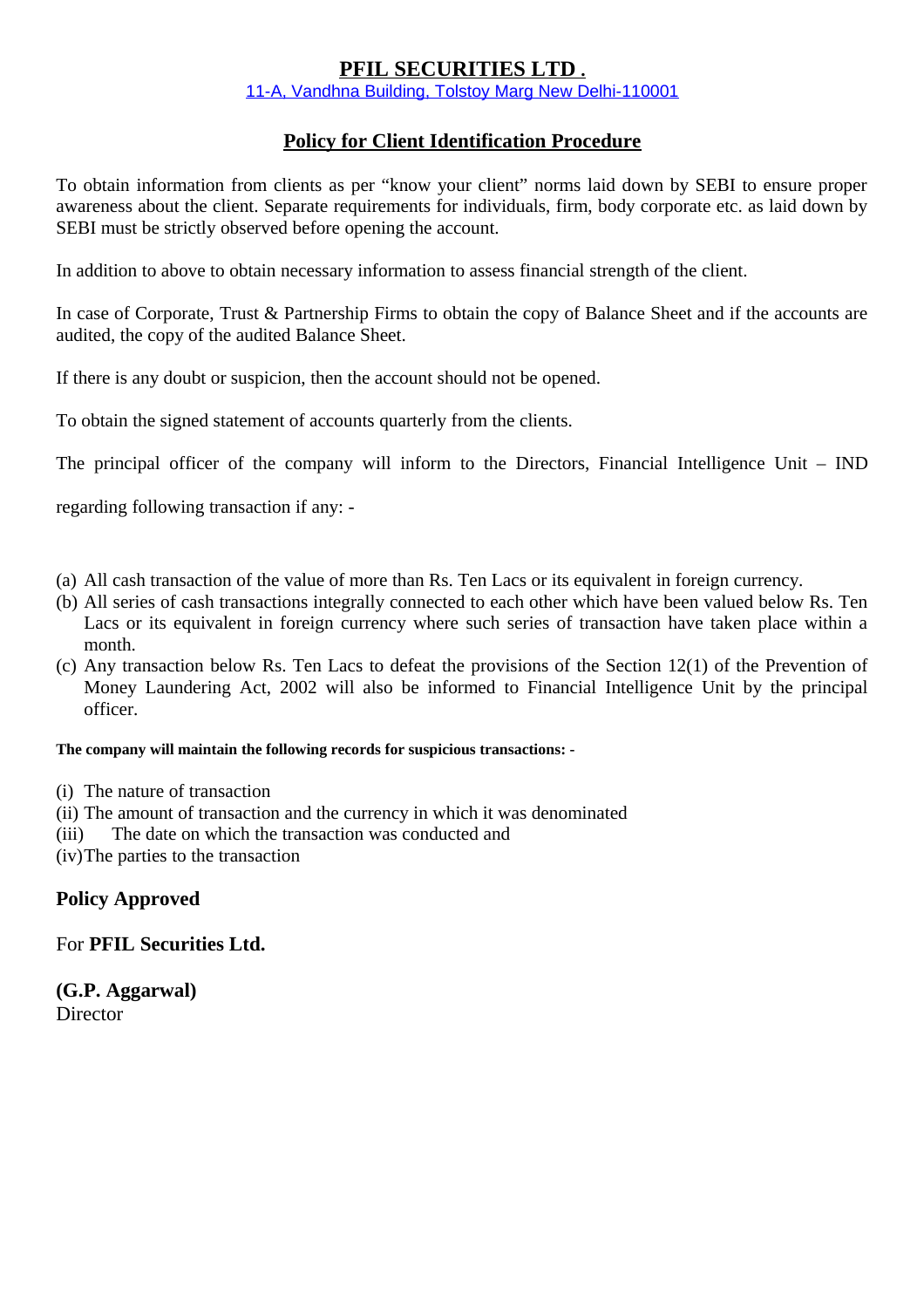# PFIL SECURITIES LTD .

11-A, Vandhna Building, Tolstoy Marg New Delhi-110001

## Policy for Client Identification Procedure

To obtain information from clients as per "know your client" norms laid down by SEBI to ensure proper awareness about the client. Separate requirements for individuals, firm, body corporate etc. as laid down by SEBI must be strictly observed before opening the account.

In addition to above to obtain necessary information to assess financial strength of the client.

In case of Corporate, Trust & Partnership Firms to obtain the copy of Balance Sheet and if the accounts are audited, the copy of the audited Balance Sheet.

If there is any doubt or suspicion, then the account should not be opened.

To obtain the signed statement of accounts quarterly from the clients.

The principal officer of the company will inform to the Directors, Financial Intelligence Unit – IND

regarding following transaction if any: -

(a) All cash transaction of the value of more than Rs. Ten Lacs or its equivalent in foreign currency.
(b) All series of cash transactions integrally connected to each other which have been valued below Rs. Ten Lacs or its equivalent in foreign currency where such series of transaction have taken place within a month.
(c) Any transaction below Rs. Ten Lacs to defeat the provisions of the Section 12(1) of the Prevention of Money Laundering Act, 2002 will also be informed to Financial Intelligence Unit by the principal officer.

**The company will maintain the following records for suspicious transactions: -**

(i) The nature of transaction
(ii) The amount of transaction and the currency in which it was denominated
(iii) The date on which the transaction was conducted and
(iv) The parties to the transaction

**Policy Approved**

For **PFIL Securities Ltd.**

**(G.P. Aggarwal)**
Director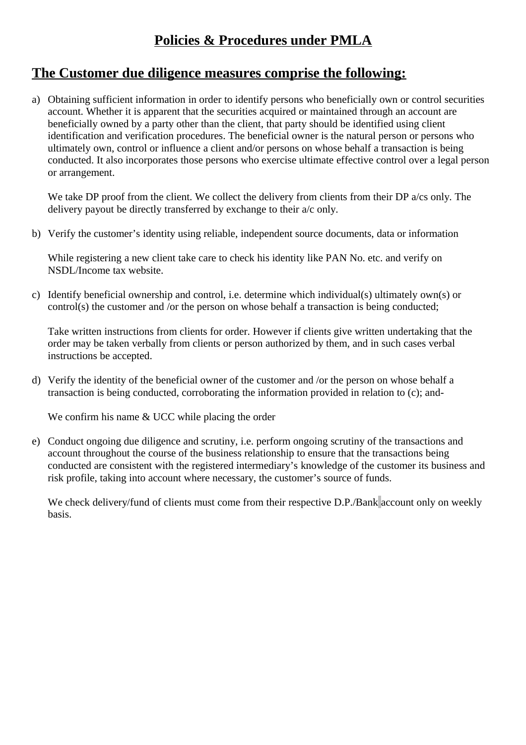# Policies & Procedures under PMLA

## The Customer due diligence measures comprise the following:

a) Obtaining sufficient information in order to identify persons who beneficially own or control securities account. Whether it is apparent that the securities acquired or maintained through an account are beneficially owned by a party other than the client, that party should be identified using client identification and verification procedures. The beneficial owner is the natural person or persons who ultimately own, control or influence a client and/or persons on whose behalf a transaction is being conducted. It also incorporates those persons who exercise ultimate effective control over a legal person or arrangement.

   We take DP proof from the client. We collect the delivery from clients from their DP a/cs only. The delivery payout be directly transferred by exchange to their a/c only.

b) Verify the customer's identity using reliable, independent source documents, data or information

   While registering a new client take care to check his identity like PAN No. etc. and verify on NSDL/Income tax website.

c) Identify beneficial ownership and control, i.e. determine which individual(s) ultimately own(s) or control(s) the customer and /or the person on whose behalf a transaction is being conducted;

   Take written instructions from clients for order. However if clients give written undertaking that the order may be taken verbally from clients or person authorized by them, and in such cases verbal instructions be accepted.

d) Verify the identity of the beneficial owner of the customer and /or the person on whose behalf a transaction is being conducted, corroborating the information provided in relation to (c); and-

   We confirm his name & UCC while placing the order

e) Conduct ongoing due diligence and scrutiny, i.e. perform ongoing scrutiny of the transactions and account throughout the course of the business relationship to ensure that the transactions being conducted are consistent with the registered intermediary's knowledge of the customer its business and risk profile, taking into account where necessary, the customer's source of funds.

   We check delivery/fund of clients must come from their respective D.P./Bank account only on weekly basis.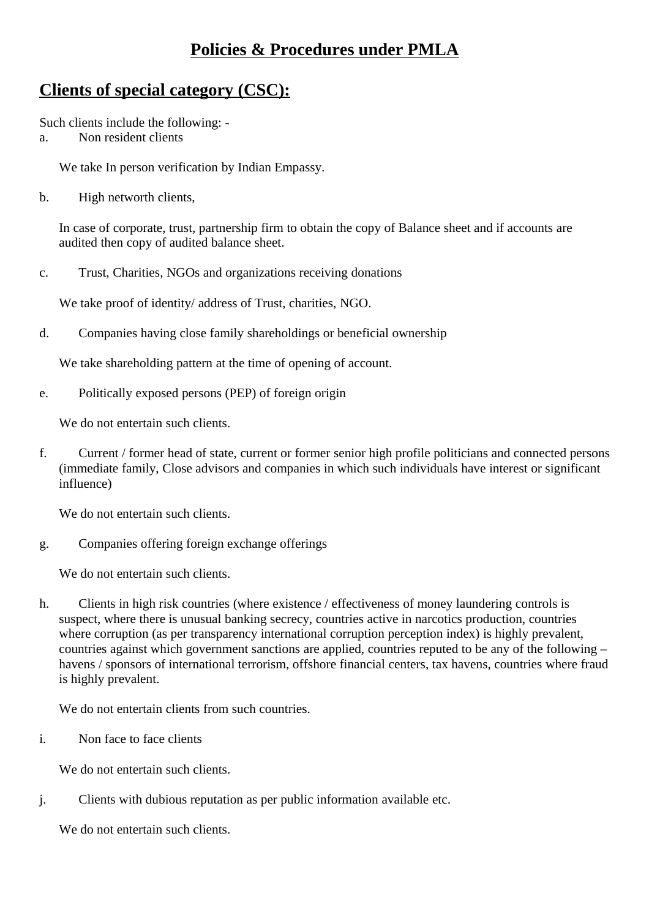# Policies & Procedures under PMLA

## Clients of special category (CSC):

Such clients include the following: -

a. Non resident clients

We take In person verification by Indian Empassy.

b. High networth clients,

In case of corporate, trust, partnership firm to obtain the copy of Balance sheet and if accounts are audited then copy of audited balance sheet.

c. Trust, Charities, NGOs and organizations receiving donations

We take proof of identity/ address of Trust, charities, NGO.

d. Companies having close family shareholdings or beneficial ownership

We take shareholding pattern at the time of opening of account.

e. Politically exposed persons (PEP) of foreign origin

We do not entertain such clients.

f. Current / former head of state, current or former senior high profile politicians and connected persons (immediate family, Close advisors and companies in which such individuals have interest or significant influence)

We do not entertain such clients.

g. Companies offering foreign exchange offerings

We do not entertain such clients.

h. Clients in high risk countries (where existence / effectiveness of money laundering controls is suspect, where there is unusual banking secrecy, countries active in narcotics production, countries where corruption (as per transparency international corruption perception index) is highly prevalent, countries against which government sanctions are applied, countries reputed to be any of the following – havens / sponsors of international terrorism, offshore financial centers, tax havens, countries where fraud is highly prevalent.

We do not entertain clients from such countries.

i. Non face to face clients

We do not entertain such clients.

j. Clients with dubious reputation as per public information available etc.

We do not entertain such clients.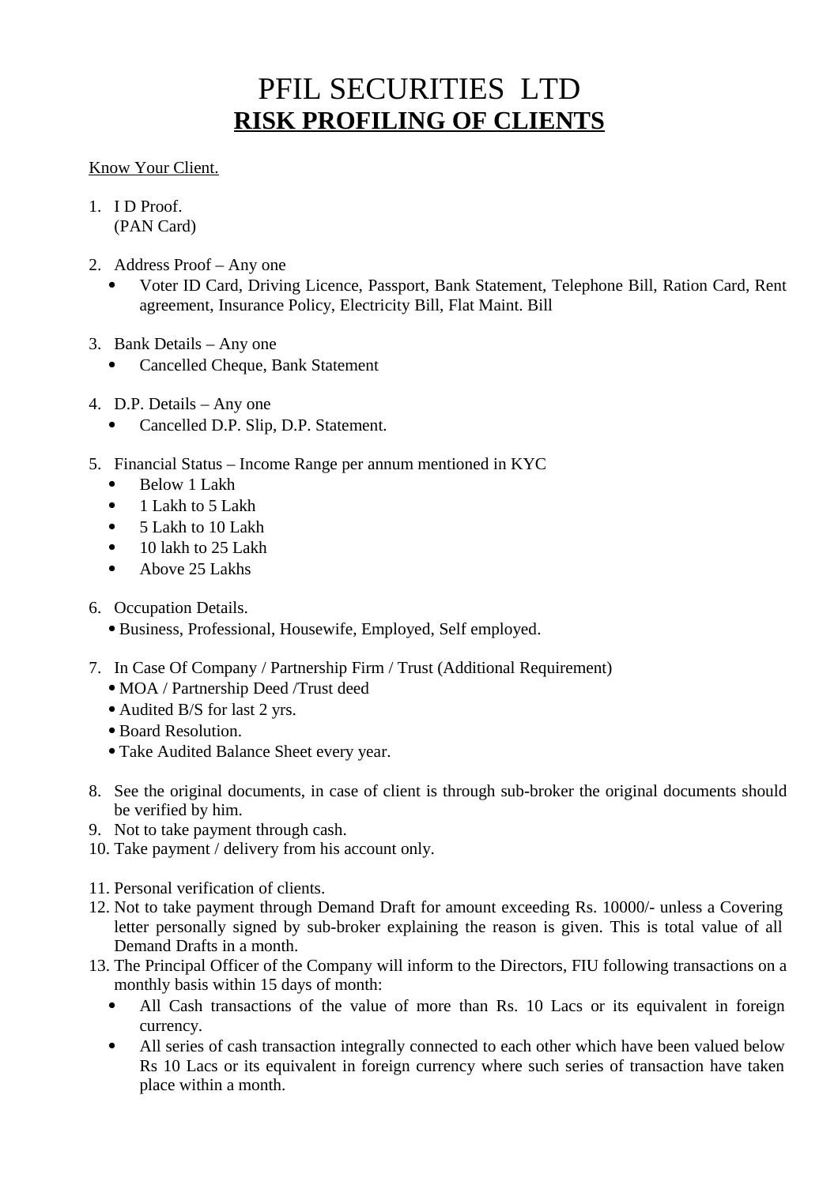# PFIL SECURITIES LTD

## RISK PROFILING OF CLIENTS

Know Your Client.

1. I D Proof.
   (PAN Card)

2. Address Proof – Any one
   - Voter ID Card, Driving Licence, Passport, Bank Statement, Telephone Bill, Ration Card, Rent agreement, Insurance Policy, Electricity Bill, Flat Maint. Bill

3. Bank Details – Any one
   - Cancelled Cheque, Bank Statement

4. D.P. Details – Any one
   - Cancelled D.P. Slip, D.P. Statement.

5. Financial Status – Income Range per annum mentioned in KYC
   - Below 1 Lakh
   - 1 Lakh to 5 Lakh
   - 5 Lakh to 10 Lakh
   - 10 lakh to 25 Lakh
   - Above 25 Lakhs

6. Occupation Details.
   - Business, Professional, Housewife, Employed, Self employed.

7. In Case Of Company / Partnership Firm / Trust (Additional Requirement)
   - MOA / Partnership Deed /Trust deed
   - Audited B/S for last 2 yrs.
   - Board Resolution.
   - Take Audited Balance Sheet every year.

8. See the original documents, in case of client is through sub-broker the original documents should be verified by him.
9. Not to take payment through cash.
10. Take payment / delivery from his account only.

11. Personal verification of clients.
12. Not to take payment through Demand Draft for amount exceeding Rs. 10000/- unless a Covering letter personally signed by sub-broker explaining the reason is given. This is total value of all Demand Drafts in a month.
13. The Principal Officer of the Company will inform to the Directors, FIU following transactions on a monthly basis within 15 days of month:
    - All Cash transactions of the value of more than Rs. 10 Lacs or its equivalent in foreign currency.
    - All series of cash transaction integrally connected to each other which have been valued below Rs 10 Lacs or its equivalent in foreign currency where such series of transaction have taken place within a month.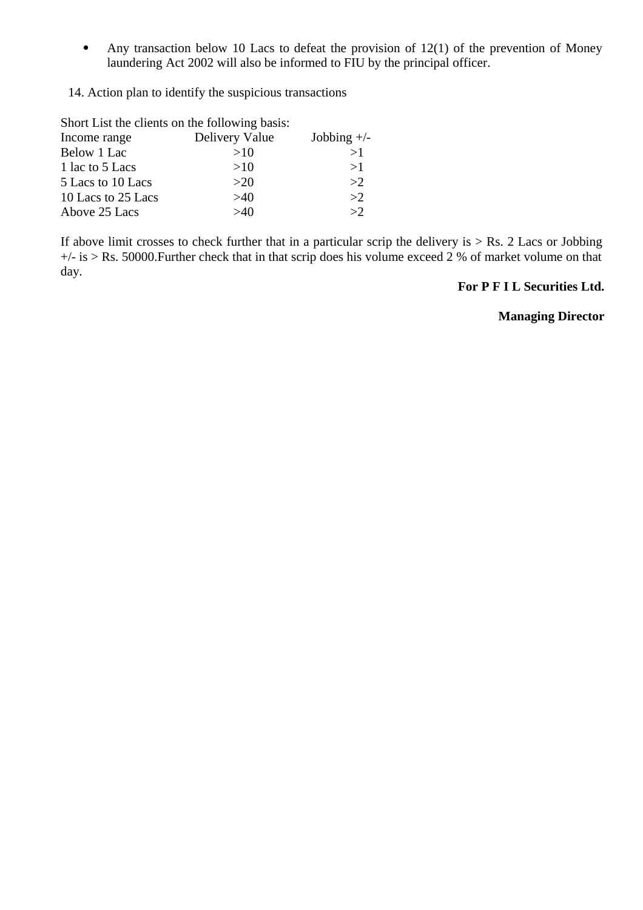- Any transaction below 10 Lacs to defeat the provision of 12(1) of the prevention of Money laundering Act 2002 will also be informed to FIU by the principal officer.

14. Action plan to identify the suspicious transactions

Short List the clients on the following basis:

| Income range | Delivery Value | Jobbing +/- |
|---|---|---|
| Below 1 Lac | >10 | >1 |
| 1 lac to 5 Lacs | >10 | >1 |
| 5 Lacs to 10 Lacs | >20 | >2 |
| 10 Lacs to 25 Lacs | >40 | >2 |
| Above 25 Lacs | >40 | >2 |

If above limit crosses to check further that in a particular scrip the delivery is > Rs. 2 Lacs or Jobbing +/- is > Rs. 50000.Further check that in that scrip does his volume exceed 2 % of market volume on that day.

**For P F I L Securities Ltd.**

**Managing Director**